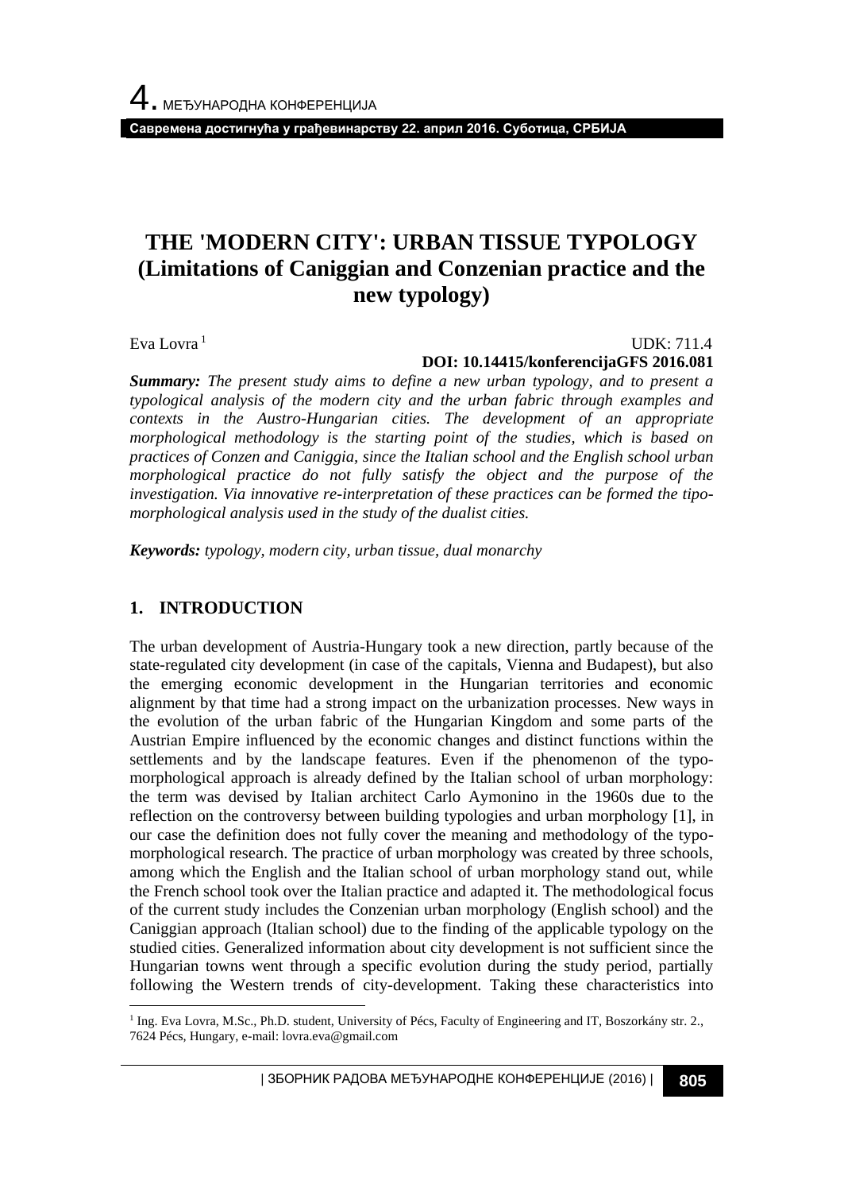# THE 'MODERN CITY': URBAN TISSUE TYPOLOGY (Limitations of Caniggian and Conzenian practice and the new typology)

Eva Lovra [1]

UDK: 711.4

**DOI: 10.14415/konferencijaGFS 2016.081**

***Summary:*** *The present study aims to define a new urban typology, and to present a typological analysis of the modern city and the urban fabric through examples and contexts in the Austro-Hungarian cities. The development of an appropriate morphological methodology is the starting point of the studies, which is based on practices of Conzen and Caniggia, since the Italian school and the English school urban morphological practice do not fully satisfy the object and the purpose of the investigation. Via innovative re-interpretation of these practices can be formed the tipo-morphological analysis used in the study of the dualist cities.*

***Keywords:*** *typology, modern city, urban tissue, dual monarchy*

## 1. INTRODUCTION

The urban development of Austria-Hungary took a new direction, partly because of the state-regulated city development (in case of the capitals, Vienna and Budapest), but also the emerging economic development in the Hungarian territories and economic alignment by that time had a strong impact on the urbanization processes. New ways in the evolution of the urban fabric of the Hungarian Kingdom and some parts of the Austrian Empire influenced by the economic changes and distinct functions within the settlements and by the landscape features. Even if the phenomenon of the typo-morphological approach is already defined by the Italian school of urban morphology: the term was devised by Italian architect Carlo Aymonino in the 1960s due to the reflection on the controversy between building typologies and urban morphology [1], in our case the definition does not fully cover the meaning and methodology of the typo-morphological research. The practice of urban morphology was created by three schools, among which the English and the Italian school of urban morphology stand out, while the French school took over the Italian practice and adapted it. The methodological focus of the current study includes the Conzenian urban morphology (English school) and the Caniggian approach (Italian school) due to the finding of the applicable typology on the studied cities. Generalized information about city development is not sufficient since the Hungarian towns went through a specific evolution during the study period, partially following the Western trends of city-development. Taking these characteristics into

---

[1] Ing. Eva Lovra, M.Sc., Ph.D. student, University of Pécs, Faculty of Engineering and IT, Boszorkány str. 2., 7624 Pécs, Hungary, e-mail: lovra.eva@gmail.com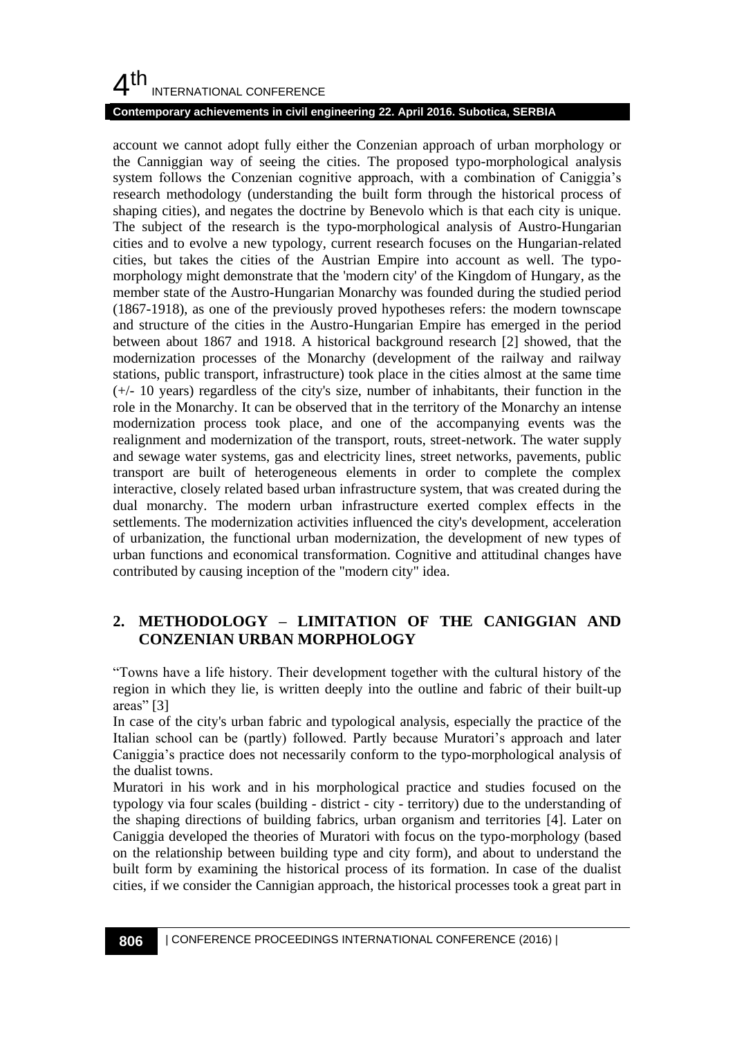account we cannot adopt fully either the Conzenian approach of urban morphology or the Canniggian way of seeing the cities. The proposed typo-morphological analysis system follows the Conzenian cognitive approach, with a combination of Caniggia's research methodology (understanding the built form through the historical process of shaping cities), and negates the doctrine by Benevolo which is that each city is unique. The subject of the research is the typo-morphological analysis of Austro-Hungarian cities and to evolve a new typology, current research focuses on the Hungarian-related cities, but takes the cities of the Austrian Empire into account as well. The typo-morphology might demonstrate that the 'modern city' of the Kingdom of Hungary, as the member state of the Austro-Hungarian Monarchy was founded during the studied period (1867-1918), as one of the previously proved hypotheses refers: the modern townscape and structure of the cities in the Austro-Hungarian Empire has emerged in the period between about 1867 and 1918. A historical background research [2] showed, that the modernization processes of the Monarchy (development of the railway and railway stations, public transport, infrastructure) took place in the cities almost at the same time (+/- 10 years) regardless of the city's size, number of inhabitants, their function in the role in the Monarchy. It can be observed that in the territory of the Monarchy an intense modernization process took place, and one of the accompanying events was the realignment and modernization of the transport, routs, street-network. The water supply and sewage water systems, gas and electricity lines, street networks, pavements, public transport are built of heterogeneous elements in order to complete the complex interactive, closely related based urban infrastructure system, that was created during the dual monarchy. The modern urban infrastructure exerted complex effects in the settlements. The modernization activities influenced the city's development, acceleration of urbanization, the functional urban modernization, the development of new types of urban functions and economical transformation. Cognitive and attitudinal changes have contributed by causing inception of the "modern city" idea.

## 2. METHODOLOGY – LIMITATION OF THE CANIGGIAN AND CONZENIAN URBAN MORPHOLOGY

"Towns have a life history. Their development together with the cultural history of the region in which they lie, is written deeply into the outline and fabric of their built-up areas" [3]

In case of the city's urban fabric and typological analysis, especially the practice of the Italian school can be (partly) followed. Partly because Muratori's approach and later Caniggia's practice does not necessarily conform to the typo-morphological analysis of the dualist towns.

Muratori in his work and in his morphological practice and studies focused on the typology via four scales (building - district - city - territory) due to the understanding of the shaping directions of building fabrics, urban organism and territories [4]. Later on Caniggia developed the theories of Muratori with focus on the typo-morphology (based on the relationship between building type and city form), and about to understand the built form by examining the historical process of its formation. In case of the dualist cities, if we consider the Cannigian approach, the historical processes took a great part in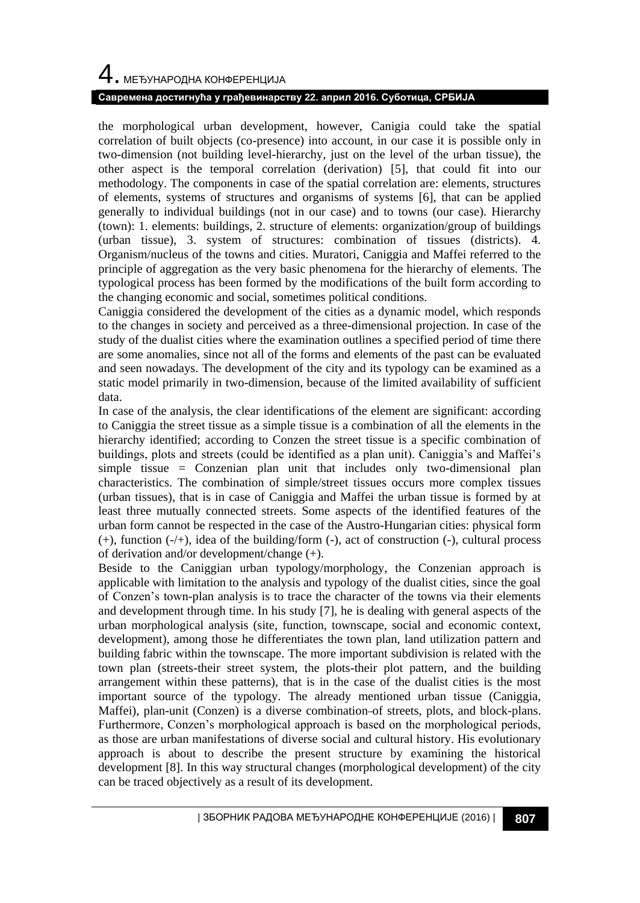the morphological urban development, however, Canigia could take the spatial correlation of built objects (co-presence) into account, in our case it is possible only in two-dimension (not building level-hierarchy, just on the level of the urban tissue), the other aspect is the temporal correlation (derivation) [5], that could fit into our methodology. The components in case of the spatial correlation are: elements, structures of elements, systems of structures and organisms of systems [6], that can be applied generally to individual buildings (not in our case) and to towns (our case). Hierarchy (town): 1. elements: buildings, 2. structure of elements: organization/group of buildings (urban tissue), 3. system of structures: combination of tissues (districts). 4. Organism/nucleus of the towns and cities. Muratori, Caniggia and Maffei referred to the principle of aggregation as the very basic phenomena for the hierarchy of elements. The typological process has been formed by the modifications of the built form according to the changing economic and social, sometimes political conditions.

Caniggia considered the development of the cities as a dynamic model, which responds to the changes in society and perceived as a three-dimensional projection. In case of the study of the dualist cities where the examination outlines a specified period of time there are some anomalies, since not all of the forms and elements of the past can be evaluated and seen nowadays. The development of the city and its typology can be examined as a static model primarily in two-dimension, because of the limited availability of sufficient data.

In case of the analysis, the clear identifications of the element are significant: according to Caniggia the street tissue as a simple tissue is a combination of all the elements in the hierarchy identified; according to Conzen the street tissue is a specific combination of buildings, plots and streets (could be identified as a plan unit). Caniggia's and Maffei's simple tissue = Conzenian plan unit that includes only two-dimensional plan characteristics. The combination of simple/street tissues occurs more complex tissues (urban tissues), that is in case of Caniggia and Maffei the urban tissue is formed by at least three mutually connected streets. Some aspects of the identified features of the urban form cannot be respected in the case of the Austro-Hungarian cities: physical form (+), function (-/+), idea of the building/form (-), act of construction (-), cultural process of derivation and/or development/change (+).

Beside to the Caniggian urban typology/morphology, the Conzenian approach is applicable with limitation to the analysis and typology of the dualist cities, since the goal of Conzen's town-plan analysis is to trace the character of the towns via their elements and development through time. In his study [7], he is dealing with general aspects of the urban morphological analysis (site, function, townscape, social and economic context, development), among those he differentiates the town plan, land utilization pattern and building fabric within the townscape. The more important subdivision is related with the town plan (streets-their street system, the plots-their plot pattern, and the building arrangement within these patterns), that is in the case of the dualist cities is the most important source of the typology. The already mentioned urban tissue (Caniggia, Maffei), plan-unit (Conzen) is a diverse combination of streets, plots, and block-plans. Furthermore, Conzen's morphological approach is based on the morphological periods, as those are urban manifestations of diverse social and cultural history. His evolutionary approach is about to describe the present structure by examining the historical development [8]. In this way structural changes (morphological development) of the city can be traced objectively as a result of its development.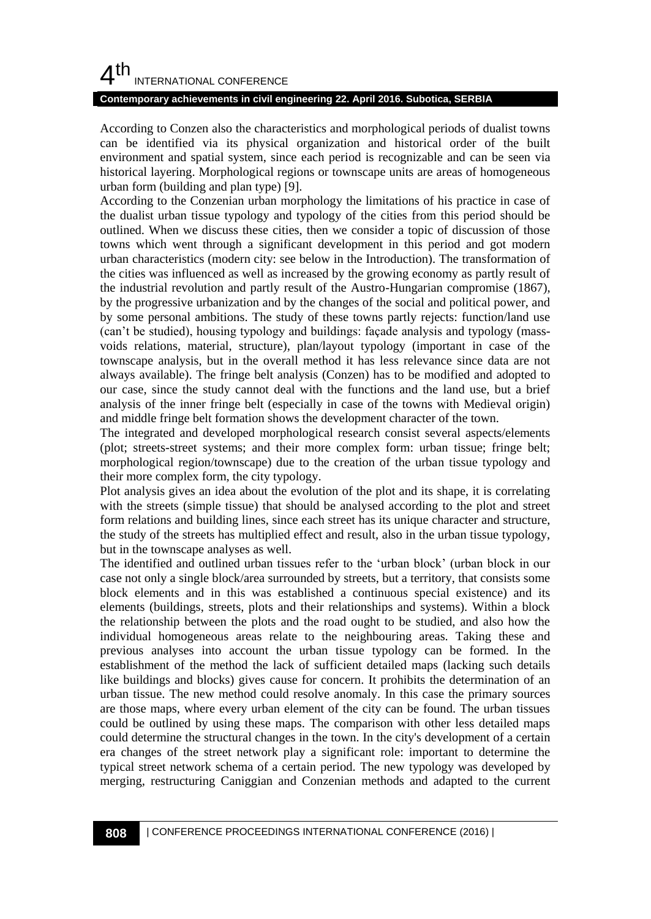According to Conzen also the characteristics and morphological periods of dualist towns can be identified via its physical organization and historical order of the built environment and spatial system, since each period is recognizable and can be seen via historical layering. Morphological regions or townscape units are areas of homogeneous urban form (building and plan type) [9].

According to the Conzenian urban morphology the limitations of his practice in case of the dualist urban tissue typology and typology of the cities from this period should be outlined. When we discuss these cities, then we consider a topic of discussion of those towns which went through a significant development in this period and got modern urban characteristics (modern city: see below in the Introduction). The transformation of the cities was influenced as well as increased by the growing economy as partly result of the industrial revolution and partly result of the Austro-Hungarian compromise (1867), by the progressive urbanization and by the changes of the social and political power, and by some personal ambitions. The study of these towns partly rejects: function/land use (can't be studied), housing typology and buildings: façade analysis and typology (mass-voids relations, material, structure), plan/layout typology (important in case of the townscape analysis, but in the overall method it has less relevance since data are not always available). The fringe belt analysis (Conzen) has to be modified and adopted to our case, since the study cannot deal with the functions and the land use, but a brief analysis of the inner fringe belt (especially in case of the towns with Medieval origin) and middle fringe belt formation shows the development character of the town.

The integrated and developed morphological research consist several aspects/elements (plot; streets-street systems; and their more complex form: urban tissue; fringe belt; morphological region/townscape) due to the creation of the urban tissue typology and their more complex form, the city typology.

Plot analysis gives an idea about the evolution of the plot and its shape, it is correlating with the streets (simple tissue) that should be analysed according to the plot and street form relations and building lines, since each street has its unique character and structure, the study of the streets has multiplied effect and result, also in the urban tissue typology, but in the townscape analyses as well.

The identified and outlined urban tissues refer to the 'urban block' (urban block in our case not only a single block/area surrounded by streets, but a territory, that consists some block elements and in this was established a continuous special existence) and its elements (buildings, streets, plots and their relationships and systems). Within a block the relationship between the plots and the road ought to be studied, and also how the individual homogeneous areas relate to the neighbouring areas. Taking these and previous analyses into account the urban tissue typology can be formed. In the establishment of the method the lack of sufficient detailed maps (lacking such details like buildings and blocks) gives cause for concern. It prohibits the determination of an urban tissue. The new method could resolve anomaly. In this case the primary sources are those maps, where every urban element of the city can be found. The urban tissues could be outlined by using these maps. The comparison with other less detailed maps could determine the structural changes in the town. In the city's development of a certain era changes of the street network play a significant role: important to determine the typical street network schema of a certain period. The new typology was developed by merging, restructuring Caniggian and Conzenian methods and adapted to the current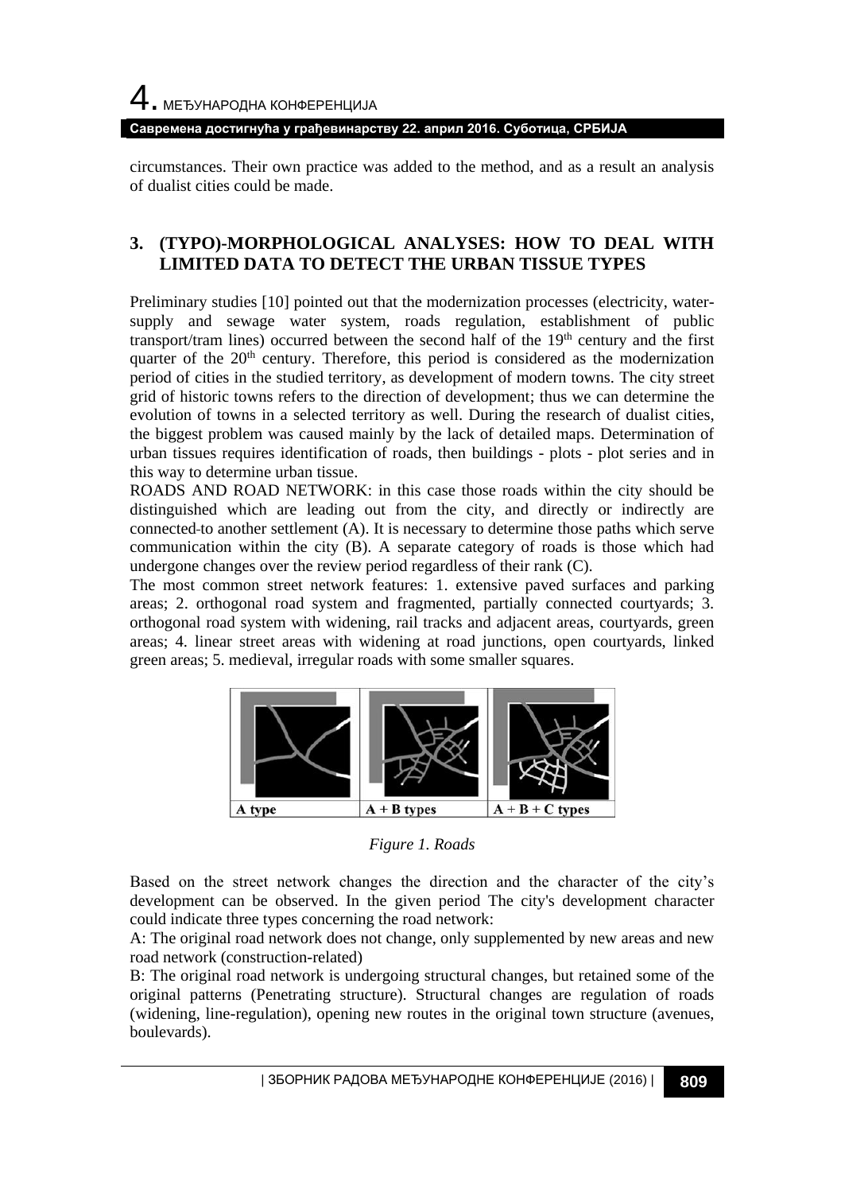circumstances. Their own practice was added to the method, and as a result an analysis of dualist cities could be made.

## 3. (TYPO)-MORPHOLOGICAL ANALYSES: HOW TO DEAL WITH LIMITED DATA TO DETECT THE URBAN TISSUE TYPES

Preliminary studies [10] pointed out that the modernization processes (electricity, water-supply and sewage water system, roads regulation, establishment of public transport/tram lines) occurred between the second half of the 19th century and the first quarter of the 20th century. Therefore, this period is considered as the modernization period of cities in the studied territory, as development of modern towns. The city street grid of historic towns refers to the direction of development; thus we can determine the evolution of towns in a selected territory as well. During the research of dualist cities, the biggest problem was caused mainly by the lack of detailed maps. Determination of urban tissues requires identification of roads, then buildings - plots - plot series and in this way to determine urban tissue.

ROADS AND ROAD NETWORK: in this case those roads within the city should be distinguished which are leading out from the city, and directly or indirectly are connected to another settlement (A). It is necessary to determine those paths which serve communication within the city (B). A separate category of roads is those which had undergone changes over the review period regardless of their rank (C).

The most common street network features: 1. extensive paved surfaces and parking areas; 2. orthogonal road system and fragmented, partially connected courtyards; 3. orthogonal road system with widening, rail tracks and adjacent areas, courtyards, green areas; 4. linear street areas with widening at road junctions, open courtyards, linked green areas; 5. medieval, irregular roads with some smaller squares.

| A type | A + B types | A + B + C types |
|---|---|---|

*Figure 1. Roads*

Based on the street network changes the direction and the character of the city's development can be observed. In the given period The city's development character could indicate three types concerning the road network:

A: The original road network does not change, only supplemented by new areas and new road network (construction-related)

B: The original road network is undergoing structural changes, but retained some of the original patterns (Penetrating structure). Structural changes are regulation of roads (widening, line-regulation), opening new routes in the original town structure (avenues, boulevards).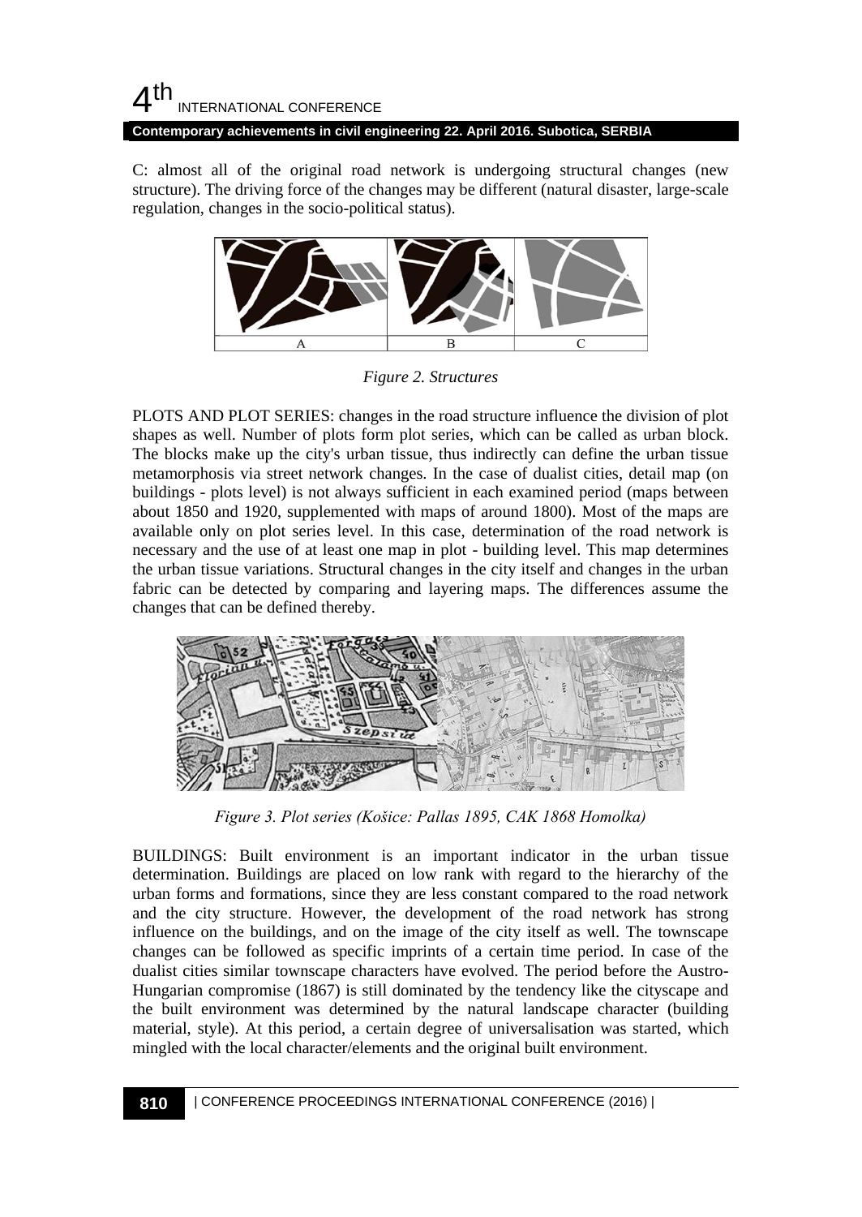C: almost all of the original road network is undergoing structural changes (new structure). The driving force of the changes may be different (natural disaster, large-scale regulation, changes in the socio-political status).

*Figure 2. Structures*

PLOTS AND PLOT SERIES: changes in the road structure influence the division of plot shapes as well. Number of plots form plot series, which can be called as urban block. The blocks make up the city's urban tissue, thus indirectly can define the urban tissue metamorphosis via street network changes. In the case of dualist cities, detail map (on buildings - plots level) is not always sufficient in each examined period (maps between about 1850 and 1920, supplemented with maps of around 1800). Most of the maps are available only on plot series level. In this case, determination of the road network is necessary and the use of at least one map in plot - building level. This map determines the urban tissue variations. Structural changes in the city itself and changes in the urban fabric can be detected by comparing and layering maps. The differences assume the changes that can be defined thereby.

*Figure 3. Plot series (Košice: Pallas 1895, CAK 1868 Homolka)*

BUILDINGS: Built environment is an important indicator in the urban tissue determination. Buildings are placed on low rank with regard to the hierarchy of the urban forms and formations, since they are less constant compared to the road network and the city structure. However, the development of the road network has strong influence on the buildings, and on the image of the city itself as well. The townscape changes can be followed as specific imprints of a certain time period. In case of the dualist cities similar townscape characters have evolved. The period before the Austro-Hungarian compromise (1867) is still dominated by the tendency like the cityscape and the built environment was determined by the natural landscape character (building material, style). At this period, a certain degree of universalisation was started, which mingled with the local character/elements and the original built environment.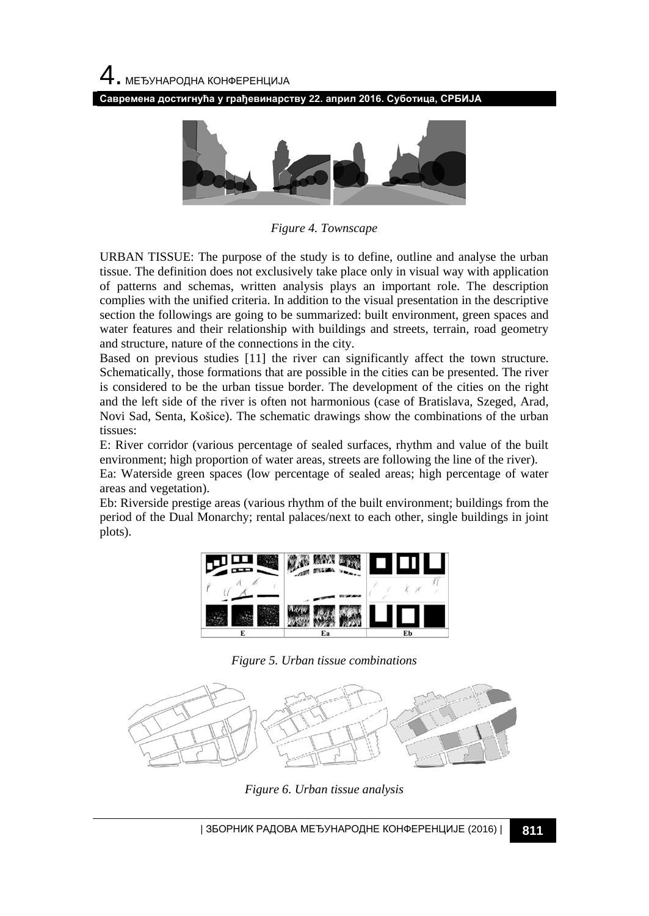*Figure 4. Townscape*

URBAN TISSUE: The purpose of the study is to define, outline and analyse the urban tissue. The definition does not exclusively take place only in visual way with application of patterns and schemas, written analysis plays an important role. The description complies with the unified criteria. In addition to the visual presentation in the descriptive section the followings are going to be summarized: built environment, green spaces and water features and their relationship with buildings and streets, terrain, road geometry and structure, nature of the connections in the city.

Based on previous studies [11] the river can significantly affect the town structure. Schematically, those formations that are possible in the cities can be presented. The river is considered to be the urban tissue border. The development of the cities on the right and the left side of the river is often not harmonious (case of Bratislava, Szeged, Arad, Novi Sad, Senta, Košice). The schematic drawings show the combinations of the urban tissues:

E: River corridor (various percentage of sealed surfaces, rhythm and value of the built environment; high proportion of water areas, streets are following the line of the river).

Ea: Waterside green spaces (low percentage of sealed areas; high percentage of water areas and vegetation).

Eb: Riverside prestige areas (various rhythm of the built environment; buildings from the period of the Dual Monarchy; rental palaces/next to each other, single buildings in joint plots).

*Figure 5. Urban tissue combinations*

*Figure 6. Urban tissue analysis*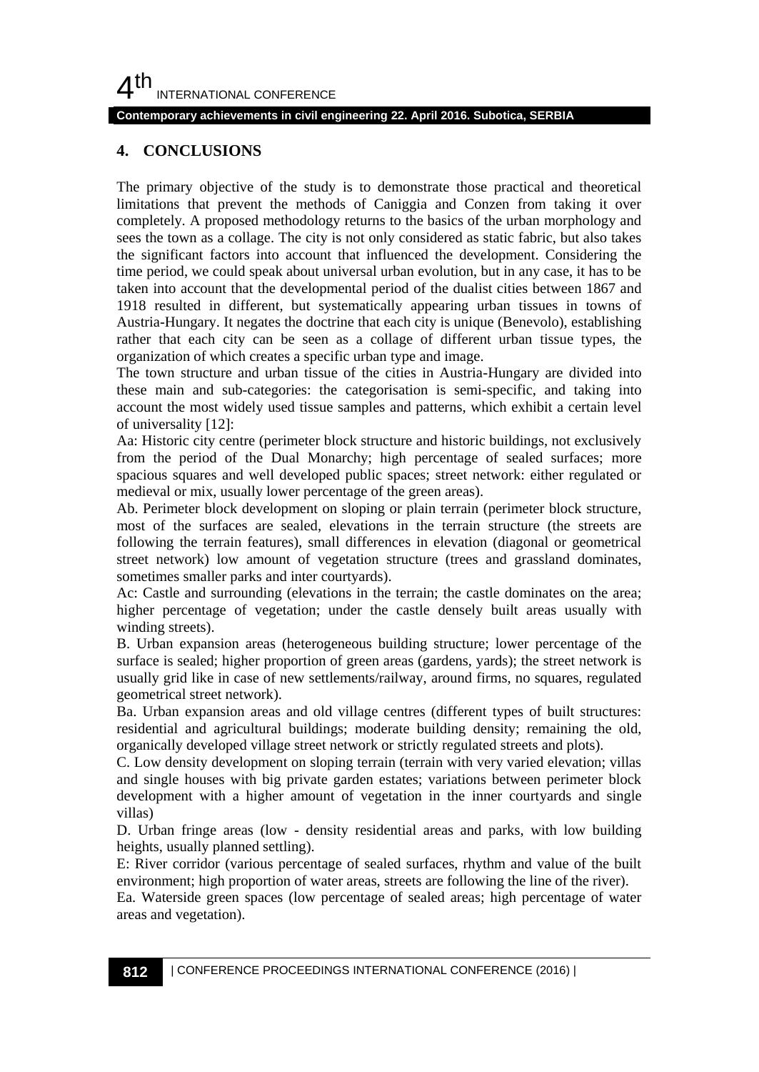## 4. CONCLUSIONS

The primary objective of the study is to demonstrate those practical and theoretical limitations that prevent the methods of Caniggia and Conzen from taking it over completely. A proposed methodology returns to the basics of the urban morphology and sees the town as a collage. The city is not only considered as static fabric, but also takes the significant factors into account that influenced the development. Considering the time period, we could speak about universal urban evolution, but in any case, it has to be taken into account that the developmental period of the dualist cities between 1867 and 1918 resulted in different, but systematically appearing urban tissues in towns of Austria-Hungary. It negates the doctrine that each city is unique (Benevolo), establishing rather that each city can be seen as a collage of different urban tissue types, the organization of which creates a specific urban type and image.

The town structure and urban tissue of the cities in Austria-Hungary are divided into these main and sub-categories: the categorisation is semi-specific, and taking into account the most widely used tissue samples and patterns, which exhibit a certain level of universality [12]:

Aa: Historic city centre (perimeter block structure and historic buildings, not exclusively from the period of the Dual Monarchy; high percentage of sealed surfaces; more spacious squares and well developed public spaces; street network: either regulated or medieval or mix, usually lower percentage of the green areas).

Ab. Perimeter block development on sloping or plain terrain (perimeter block structure, most of the surfaces are sealed, elevations in the terrain structure (the streets are following the terrain features), small differences in elevation (diagonal or geometrical street network) low amount of vegetation structure (trees and grassland dominates, sometimes smaller parks and inter courtyards).

Ac: Castle and surrounding (elevations in the terrain; the castle dominates on the area; higher percentage of vegetation; under the castle densely built areas usually with winding streets).

B. Urban expansion areas (heterogeneous building structure; lower percentage of the surface is sealed; higher proportion of green areas (gardens, yards); the street network is usually grid like in case of new settlements/railway, around firms, no squares, regulated geometrical street network).

Ba. Urban expansion areas and old village centres (different types of built structures: residential and agricultural buildings; moderate building density; remaining the old, organically developed village street network or strictly regulated streets and plots).

C. Low density development on sloping terrain (terrain with very varied elevation; villas and single houses with big private garden estates; variations between perimeter block development with a higher amount of vegetation in the inner courtyards and single villas)

D. Urban fringe areas (low - density residential areas and parks, with low building heights, usually planned settling).

E: River corridor (various percentage of sealed surfaces, rhythm and value of the built environment; high proportion of water areas, streets are following the line of the river).

Ea. Waterside green spaces (low percentage of sealed areas; high percentage of water areas and vegetation).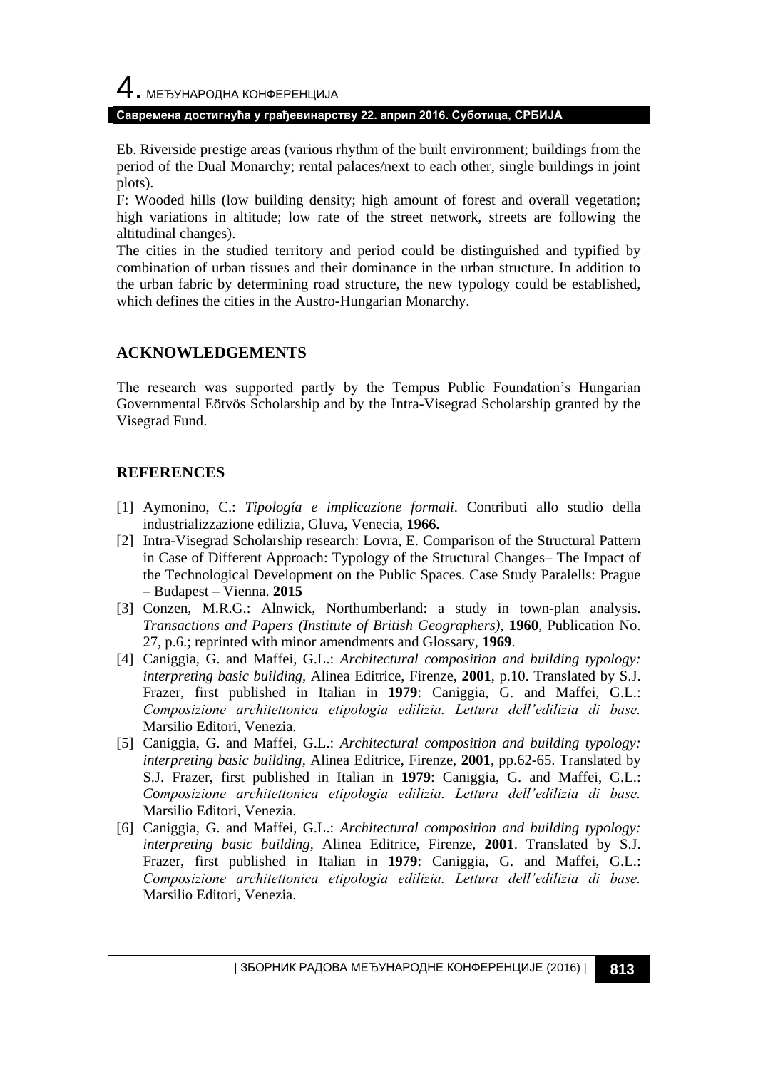Eb. Riverside prestige areas (various rhythm of the built environment; buildings from the period of the Dual Monarchy; rental palaces/next to each other, single buildings in joint plots).

F: Wooded hills (low building density; high amount of forest and overall vegetation; high variations in altitude; low rate of the street network, streets are following the altitudinal changes).

The cities in the studied territory and period could be distinguished and typified by combination of urban tissues and their dominance in the urban structure. In addition to the urban fabric by determining road structure, the new typology could be established, which defines the cities in the Austro-Hungarian Monarchy.

## ACKNOWLEDGEMENTS

The research was supported partly by the Tempus Public Foundation's Hungarian Governmental Eötvös Scholarship and by the Intra-Visegrad Scholarship granted by the Visegrad Fund.

## REFERENCES

[1] Aymonino, C.: *Tipología e implicazione formali*. Contributi allo studio della industrializzazione edilizia, Gluva, Venecia, **1966.**

[2] Intra-Visegrad Scholarship research: Lovra, E. Comparison of the Structural Pattern in Case of Different Approach: Typology of the Structural Changes– The Impact of the Technological Development on the Public Spaces. Case Study Paralells: Prague – Budapest – Vienna. **2015**

[3] Conzen, M.R.G.: Alnwick, Northumberland: a study in town-plan analysis. *Transactions and Papers (Institute of British Geographers)*, **1960**, Publication No. 27, p.6.; reprinted with minor amendments and Glossary, **1969**.

[4] Caniggia, G. and Maffei, G.L.: *Architectural composition and building typology: interpreting basic building*, Alinea Editrice, Firenze, **2001**, p.10. Translated by S.J. Frazer, first published in Italian in **1979**: Caniggia, G. and Maffei, G.L.: *Composizione architettonica etipologia edilizia. Lettura dell'edilizia di base.* Marsilio Editori, Venezia.

[5] Caniggia, G. and Maffei, G.L.: *Architectural composition and building typology: interpreting basic building*, Alinea Editrice, Firenze, **2001**, pp.62-65. Translated by S.J. Frazer, first published in Italian in **1979**: Caniggia, G. and Maffei, G.L.: *Composizione architettonica etipologia edilizia. Lettura dell'edilizia di base.* Marsilio Editori, Venezia.

[6] Caniggia, G. and Maffei, G.L.: *Architectural composition and building typology: interpreting basic building,* Alinea Editrice, Firenze, **2001**. Translated by S.J. Frazer, first published in Italian in **1979**: Caniggia, G. and Maffei, G.L.: *Composizione architettonica etipologia edilizia. Lettura dell'edilizia di base.* Marsilio Editori, Venezia.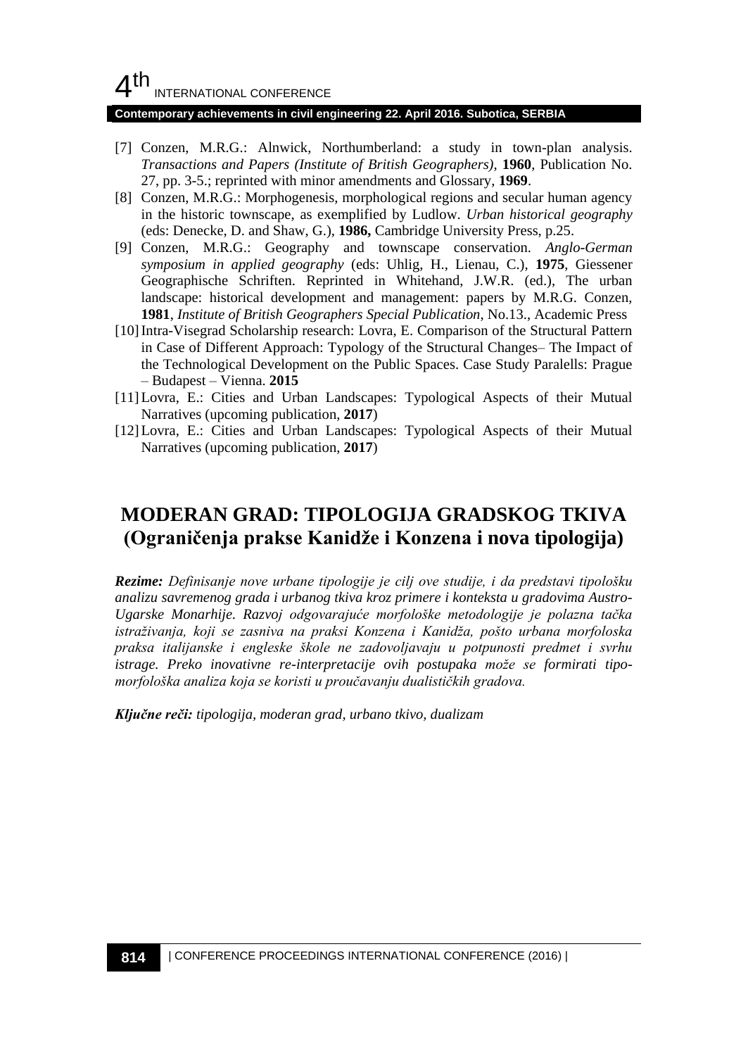[7] Conzen, M.R.G.: Alnwick, Northumberland: a study in town-plan analysis. *Transactions and Papers (Institute of British Geographers)*, **1960**, Publication No. 27, pp. 3-5.; reprinted with minor amendments and Glossary, **1969**.

[8] Conzen, M.R.G.: Morphogenesis, morphological regions and secular human agency in the historic townscape, as exemplified by Ludlow. *Urban historical geography* (eds: Denecke, D. and Shaw, G.), **1986,** Cambridge University Press, p.25.

[9] Conzen, M.R.G.: Geography and townscape conservation. *Anglo-German symposium in applied geography* (eds: Uhlig, H., Lienau, C.), **1975**, Giessener Geographische Schriften. Reprinted in Whitehand, J.W.R. (ed.), The urban landscape: historical development and management: papers by M.R.G. Conzen, **1981**, *Institute of British Geographers Special Publication*, No.13., Academic Press

[10] Intra-Visegrad Scholarship research: Lovra, E. Comparison of the Structural Pattern in Case of Different Approach: Typology of the Structural Changes– The Impact of the Technological Development on the Public Spaces. Case Study Paralells: Prague – Budapest – Vienna. **2015**

[11] Lovra, E.: Cities and Urban Landscapes: Typological Aspects of their Mutual Narratives (upcoming publication, **2017**)

[12] Lovra, E.: Cities and Urban Landscapes: Typological Aspects of their Mutual Narratives (upcoming publication, **2017**)

# MODERAN GRAD: TIPOLOGIJA GRADSKOG TKIVA (Ograničenja prakse Kanidže i Konzena i nova tipologija)

***Rezime:*** *Definisanje nove urbane tipologije je cilj ove studije, i da predstavi tipološku analizu savremenog grada i urbanog tkiva kroz primere i konteksta u gradovima Austro-Ugarske Monarhije. Razvoj odgovarajuće morfološke metodologije je polazna tačka istraživanja, koji se zasniva na praksi Konzena i Kanidža, pošto urbana morfoloska praksa italijanske i engleske škole ne zadovoljavaju u potpunosti predmet i svrhu istrage. Preko inovativne re-interpretacije ovih postupaka može se formirati tipo-morfološka analiza koja se koristi u proučavanju dualističkih gradova.*

***Ključne reči:*** *tipologija, moderan grad, urbano tkivo, dualizam*